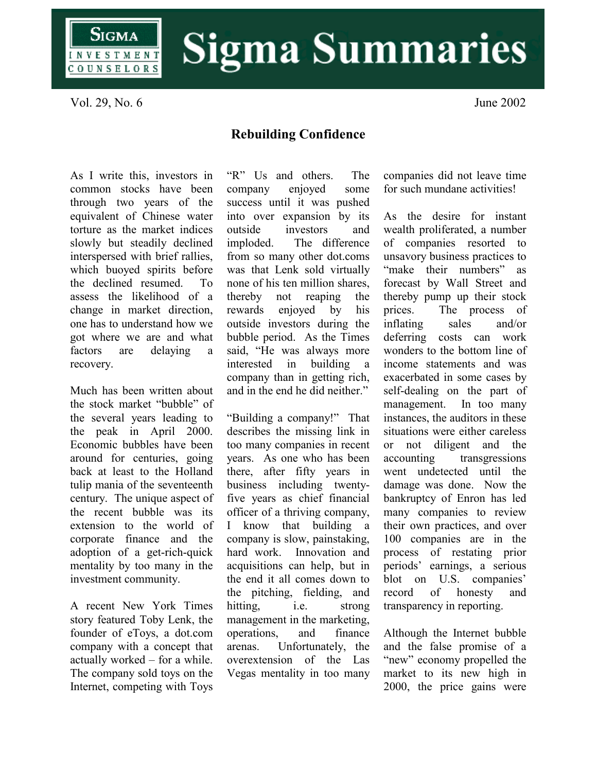# Sigma Summaries

SIGMA INVESTMENT COUNSELORS

Vol. 29, No. 6 June 2002

## Rebuilding Confidence

As I write this, investors in common stocks have been through two years of the equivalent of Chinese water torture as the market indices slowly but steadily declined interspersed with brief rallies, which buoyed spirits before the declined resumed. To assess the likelihood of a change in market direction, one has to understand how we got where we are and what factors are delaying a recovery.

Much has been written about the stock market "bubble" of the several years leading to the peak in April 2000. Economic bubbles have been around for centuries, going back at least to the Holland tulip mania of the seventeenth century. The unique aspect of the recent bubble was its extension to the world of corporate finance and the adoption of a get-rich-quick mentality by too many in the investment community.

A recent New York Times story featured Toby Lenk, the founder of eToys, a dot.com company with a concept that actually worked – for a while. The company sold toys on the Internet, competing with Toys "R" Us and others. The company enjoyed some success until it was pushed into over expansion by its outside investors and imploded. The difference from so many other dot.coms was that Lenk sold virtually none of his ten million shares, thereby not reaping the rewards enjoyed by his outside investors during the bubble period. As the Times said, "He was always more interested in building a company than in getting rich, and in the end he did neither."

"Building a company!" That describes the missing link in too many companies in recent years. As one who has been there, after fifty years in business including twenty-five years as chief financial officer of a thriving company, I know that building a company is slow, painstaking, hard work. Innovation and acquisitions can help, but in the end it all comes down to the pitching, fielding, and hitting, i.e. strong management in the marketing, operations, and finance arenas. Unfortunately, the overextension of the Las Vegas mentality in too many companies did not leave time for such mundane activities!

As the desire for instant wealth proliferated, a number of companies resorted to unsavory business practices to "make their numbers" as forecast by Wall Street and thereby pump up their stock prices. The process of inflating sales and/or deferring costs can work wonders to the bottom line of income statements and was exacerbated in some cases by self-dealing on the part of management. In too many instances, the auditors in these situations were either careless or not diligent and the accounting transgressions went undetected until the damage was done. Now the bankruptcy of Enron has led many companies to review their own practices, and over 100 companies are in the process of restating prior periods' earnings, a serious blot on U.S. companies' record of honesty and transparency in reporting.

Although the Internet bubble and the false promise of a "new" economy propelled the market to its new high in 2000, the price gains were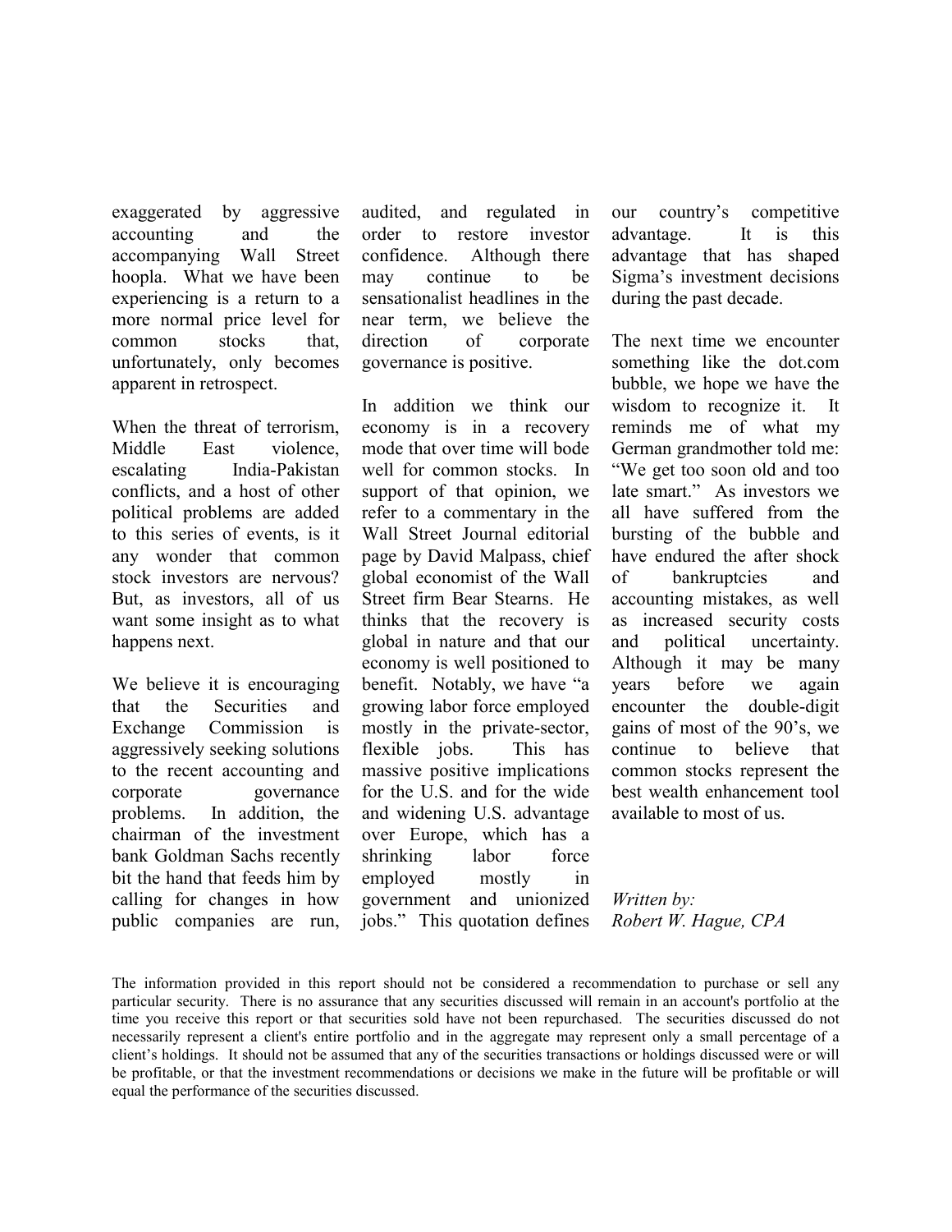exaggerated by aggressive accounting and the accompanying Wall Street hoopla. What we have been experiencing is a return to a more normal price level for common stocks that, unfortunately, only becomes apparent in retrospect.

When the threat of terrorism, Middle East violence, escalating India-Pakistan conflicts, and a host of other political problems are added to this series of events, is it any wonder that common stock investors are nervous? But, as investors, all of us want some insight as to what happens next.

We believe it is encouraging that the Securities and Exchange Commission is aggressively seeking solutions to the recent accounting and corporate governance problems. In addition, the chairman of the investment bank Goldman Sachs recently bit the hand that feeds him by calling for changes in how public companies are run, audited, and regulated in order to restore investor confidence. Although there may continue to be sensationalist headlines in the near term, we believe the direction of corporate governance is positive.

In addition we think our economy is in a recovery mode that over time will bode well for common stocks. In support of that opinion, we refer to a commentary in the Wall Street Journal editorial page by David Malpass, chief global economist of the Wall Street firm Bear Stearns. He thinks that the recovery is global in nature and that our economy is well positioned to benefit. Notably, we have "a growing labor force employed mostly in the private-sector, flexible jobs. This has massive positive implications for the U.S. and for the wide and widening U.S. advantage over Europe, which has a shrinking labor force employed mostly in government and unionized jobs." This quotation defines our country's competitive advantage. It is this advantage that has shaped Sigma's investment decisions during the past decade.

The next time we encounter something like the dot.com bubble, we hope we have the wisdom to recognize it. It reminds me of what my German grandmother told me: "We get too soon old and too late smart." As investors we all have suffered from the bursting of the bubble and have endured the after shock of bankruptcies and accounting mistakes, as well as increased security costs and political uncertainty. Although it may be many years before we again encounter the double-digit gains of most of the 90's, we continue to believe that common stocks represent the best wealth enhancement tool available to most of us.

*Written by:*
*Robert W. Hague, CPA*

The information provided in this report should not be considered a recommendation to purchase or sell any particular security. There is no assurance that any securities discussed will remain in an account's portfolio at the time you receive this report or that securities sold have not been repurchased. The securities discussed do not necessarily represent a client's entire portfolio and in the aggregate may represent only a small percentage of a client's holdings. It should not be assumed that any of the securities transactions or holdings discussed were or will be profitable, or that the investment recommendations or decisions we make in the future will be profitable or will equal the performance of the securities discussed.